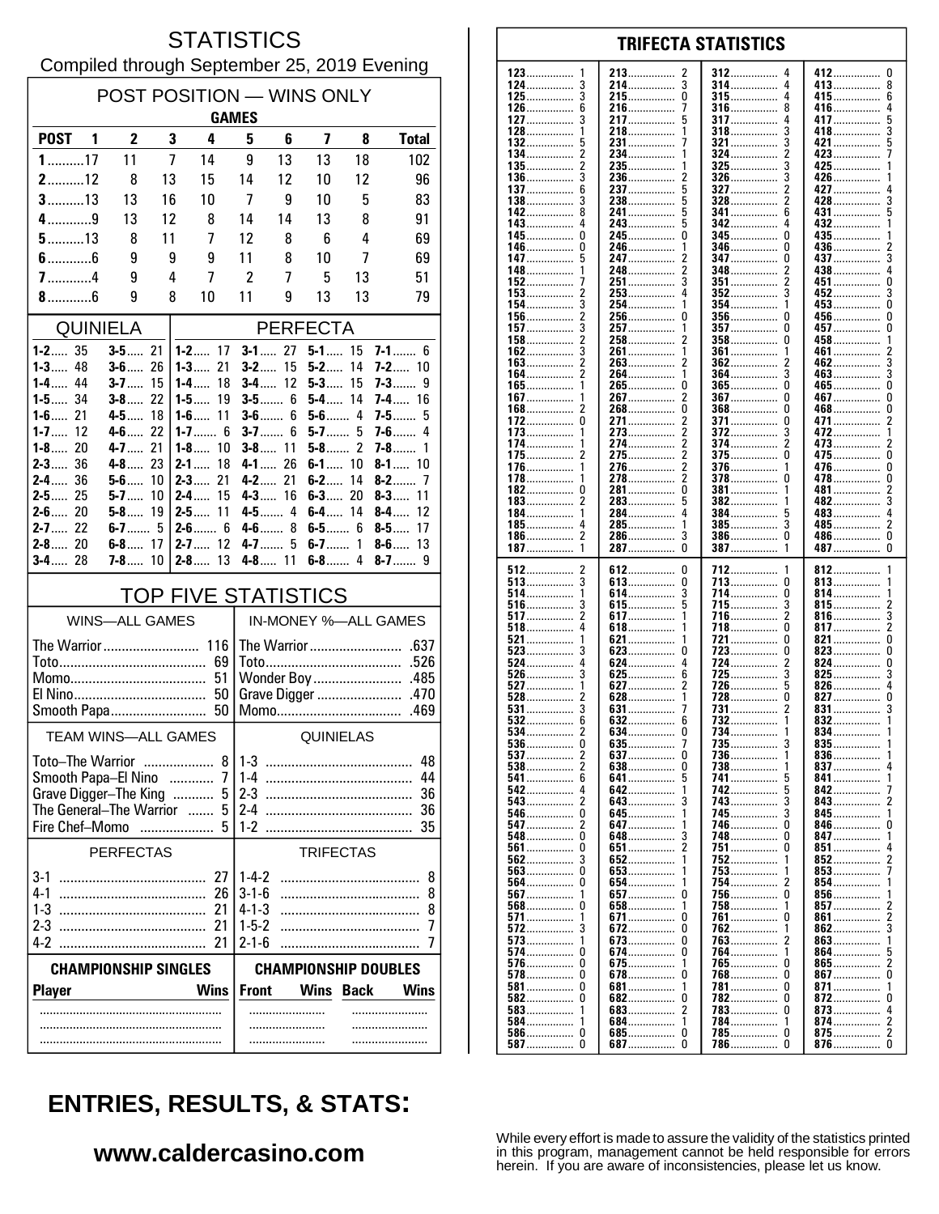# STATISTICS

Compiled through September 25, 2019 Evening

## POST POSITION — WINS ONLY

| POST | GAMES 1 | 2 | 3 | 4 | 5 | 6 | 7 | 8 | Total |
|---|---|---|---|---|---|---|---|---|---|
| 1 | 17 | 11 | 7 | 14 | 9 | 13 | 13 | 18 | 102 |
| 2 | 12 | 8 | 13 | 15 | 14 | 12 | 10 | 12 | 96 |
| 3 | 13 | 13 | 16 | 10 | 7 | 9 | 10 | 5 | 83 |
| 4 | 9 | 13 | 12 | 8 | 14 | 14 | 13 | 8 | 91 |
| 5 | 13 | 8 | 11 | 7 | 12 | 8 | 6 | 4 | 69 |
| 6 | 6 | 9 | 9 | 9 | 11 | 8 | 10 | 7 | 69 |
| 7 | 4 | 9 | 4 | 7 | 2 | 7 | 5 | 13 | 51 |
| 8 | 6 | 9 | 8 | 10 | 11 | 9 | 13 | 13 | 79 |

## QUINIELA

| | | | |
|---|---|---|---|
| 1-2 | 35 | 3-5 | 21 |
| 1-3 | 48 | 3-6 | 26 |
| 1-4 | 44 | 3-7 | 15 |
| 1-5 | 34 | 3-8 | 22 |
| 1-6 | 21 | 4-5 | 18 |
| 1-7 | 12 | 4-6 | 22 |
| 1-8 | 20 | 4-7 | 21 |
| 2-3 | 36 | 4-8 | 23 |
| 2-4 | 36 | 5-6 | 10 |
| 2-5 | 25 | 5-7 | 10 |
| 2-6 | 20 | 5-8 | 19 |
| 2-7 | 22 | 6-7 | 5 |
| 2-8 | 20 | 6-8 | 17 |
| 3-4 | 28 | 7-8 | 10 |

## PERFECTA

| | | | | | | | |
|---|---|---|---|---|---|---|---|
| 1-2 | 17 | 3-1 | 27 | 5-1 | 15 | 7-1 | 6 |
| 1-3 | 21 | 3-2 | 15 | 5-2 | 14 | 7-2 | 10 |
| 1-4 | 18 | 3-4 | 12 | 5-3 | 15 | 7-3 | 9 |
| 1-5 | 19 | 3-5 | 6 | 5-4 | 14 | 7-4 | 16 |
| 1-6 | 11 | 3-6 | 6 | 5-6 | 4 | 7-5 | 5 |
| 1-7 | 6 | 3-7 | 6 | 5-7 | 5 | 7-6 | 4 |
| 1-8 | 10 | 3-8 | 11 | 5-8 | 2 | 7-8 | 1 |
| 2-1 | 18 | 4-1 | 26 | 6-1 | 10 | 8-1 | 10 |
| 2-3 | 21 | 4-2 | 21 | 6-2 | 14 | 8-2 | 7 |
| 2-4 | 15 | 4-3 | 16 | 6-3 | 20 | 8-3 | 11 |
| 2-5 | 11 | 4-5 | 4 | 6-4 | 14 | 8-4 | 12 |
| 2-6 | 6 | 4-6 | 8 | 6-5 | 6 | 8-5 | 17 |
| 2-7 | 12 | 4-7 | 5 | 6-7 | 1 | 8-6 | 13 |
| 2-8 | 13 | 4-8 | 11 | 6-8 | 4 | 8-7 | 9 |

## TOP FIVE STATISTICS

| WINS—ALL GAMES | | IN-MONEY %—ALL GAMES | |
|---|---|---|---|
| The Warrior | 116 | The Warrior | .637 |
| Toto | 69 | Toto | .526 |
| Momo | 51 | Wonder Boy | .485 |
| El Nino | 50 | Grave Digger | .470 |
| Smooth Papa | 50 | Momo | .469 |

| TEAM WINS—ALL GAMES | | QUINIELAS | |
|---|---|---|---|
| Toto–The Warrior | 8 | 1-3 | 48 |
| Smooth Papa–El Nino | 7 | 1-4 | 44 |
| Grave Digger–The King | 5 | 2-3 | 36 |
| The General–The Warrior | 5 | 2-4 | 36 |
| Fire Chef–Momo | 5 | 1-2 | 35 |

| PERFECTAS | | TRIFECTAS | |
|---|---|---|---|
| 3-1 | 27 | 1-4-2 | 8 |
| 4-1 | 26 | 3-1-6 | 8 |
| 1-3 | 21 | 4-1-3 | 8 |
| 2-3 | 21 | 1-5-2 | 7 |
| 4-2 | 21 | 2-1-6 | 7 |

| CHAMPIONSHIP SINGLES | | CHAMPIONSHIP DOUBLES | | | |
|---|---|---|---|---|---|
| Player | Wins | Front | Wins | Back | Wins |
| | | | | | |
| | | | | | |
| | | | | | |

## TRIFECTA STATISTICS

| | | | | | | | |
|---|---|---|---|---|---|---|---|
| 123 | 1 | 213 | 2 | 312 | 4 | 412 | 0 |
| 124 | 3 | 214 | 3 | 314 | 4 | 413 | 8 |
| 125 | 3 | 215 | 0 | 315 | 4 | 415 | 6 |
| 126 | 6 | 216 | 7 | 316 | 8 | 416 | 4 |
| 127 | 3 | 217 | 5 | 317 | 4 | 417 | 5 |
| 128 | 1 | 218 | 1 | 318 | 3 | 418 | 3 |
| 132 | 5 | 231 | 7 | 321 | 3 | 421 | 5 |
| 134 | 2 | 234 | 1 | 324 | 2 | 423 | 7 |
| 135 | 2 | 235 | 1 | 325 | 3 | 425 | 1 |
| 136 | 3 | 236 | 2 | 326 | 3 | 426 | 1 |
| 137 | 6 | 237 | 5 | 327 | 2 | 427 | 4 |
| 138 | 3 | 238 | 5 | 328 | 2 | 428 | 3 |
| 142 | 8 | 241 | 5 | 341 | 6 | 431 | 5 |
| 143 | 4 | 243 | 5 | 342 | 4 | 432 | 1 |
| 145 | 0 | 245 | 0 | 345 | 0 | 435 | 1 |
| 146 | 0 | 246 | 1 | 346 | 0 | 436 | 2 |
| 147 | 5 | 247 | 2 | 347 | 0 | 437 | 3 |
| 148 | 1 | 248 | 2 | 348 | 2 | 438 | 4 |
| 152 | 7 | 251 | 3 | 351 | 2 | 451 | 0 |
| 153 | 2 | 253 | 4 | 352 | 3 | 452 | 3 |
| 154 | 3 | 254 | 1 | 354 | 1 | 453 | 0 |
| 156 | 2 | 256 | 0 | 356 | 0 | 456 | 0 |
| 157 | 3 | 257 | 1 | 357 | 0 | 457 | 0 |
| 158 | 2 | 258 | 2 | 358 | 0 | 458 | 1 |
| 162 | 3 | 261 | 1 | 361 | 1 | 461 | 2 |
| 163 | 2 | 263 | 2 | 362 | 2 | 462 | 3 |
| 164 | 2 | 264 | 1 | 364 | 3 | 463 | 3 |
| 165 | 1 | 265 | 0 | 365 | 0 | 465 | 0 |
| 167 | 1 | 267 | 2 | 367 | 0 | 467 | 0 |
| 168 | 2 | 268 | 0 | 368 | 0 | 468 | 0 |
| 172 | 0 | 271 | 2 | 371 | 0 | 471 | 2 |
| 173 | 1 | 273 | 2 | 372 | 3 | 472 | 1 |
| 174 | 1 | 274 | 2 | 374 | 2 | 473 | 2 |
| 175 | 2 | 275 | 2 | 375 | 0 | 475 | 0 |
| 176 | 1 | 276 | 2 | 376 | 1 | 476 | 0 |
| 178 | 1 | 278 | 2 | 378 | 0 | 478 | 0 |
| 182 | 0 | 281 | 0 | 381 | 1 | 481 | 2 |
| 183 | 2 | 283 | 5 | 382 | 1 | 482 | 3 |
| 184 | 1 | 284 | 4 | 384 | 5 | 483 | 4 |
| 185 | 4 | 285 | 1 | 385 | 3 | 485 | 2 |
| 186 | 2 | 286 | 3 | 386 | 0 | 486 | 0 |
| 187 | 1 | 287 | 0 | 387 | 1 | 487 | 0 |
| 512 | 2 | 612 | 0 | 712 | 1 | 812 | 1 |
| 513 | 3 | 613 | 0 | 713 | 0 | 813 | 1 |
| 514 | 1 | 614 | 3 | 714 | 0 | 814 | 1 |
| 516 | 3 | 615 | 5 | 715 | 3 | 815 | 2 |
| 517 | 2 | 617 | 1 | 716 | 2 | 816 | 3 |
| 518 | 4 | 618 | 1 | 718 | 0 | 817 | 2 |
| 521 | 1 | 621 | 1 | 721 | 0 | 821 | 0 |
| 523 | 3 | 623 | 0 | 723 | 0 | 823 | 0 |
| 524 | 4 | 624 | 4 | 724 | 2 | 824 | 0 |
| 526 | 3 | 625 | 6 | 725 | 3 | 825 | 3 |
| 527 | 1 | 627 | 2 | 726 | 5 | 826 | 4 |
| 528 | 2 | 628 | 1 | 728 | 0 | 827 | 0 |
| 531 | 3 | 631 | 7 | 731 | 2 | 831 | 3 |
| 532 | 6 | 632 | 6 | 732 | 1 | 832 | 1 |
| 534 | 2 | 634 | 0 | 734 | 1 | 834 | 1 |
| 536 | 0 | 635 | 7 | 735 | 3 | 835 | 1 |
| 537 | 2 | 637 | 0 | 736 | 1 | 836 | 1 |
| 538 | 2 | 638 | 0 | 738 | 1 | 837 | 4 |
| 541 | 6 | 641 | 5 | 741 | 5 | 841 | 1 |
| 542 | 4 | 642 | 1 | 742 | 5 | 842 | 7 |
| 543 | 2 | 643 | 3 | 743 | 3 | 843 | 2 |
| 546 | 0 | 645 | 1 | 745 | 3 | 845 | 1 |
| 547 | 2 | 647 | 1 | 746 | 0 | 846 | 0 |
| 548 | 0 | 648 | 3 | 748 | 0 | 847 | 1 |
| 561 | 0 | 651 | 2 | 751 | 0 | 851 | 4 |
| 562 | 3 | 652 | 1 | 752 | 1 | 852 | 2 |
| 563 | 0 | 653 | 1 | 753 | 1 | 853 | 7 |
| 564 | 0 | 654 | 1 | 754 | 2 | 854 | 1 |
| 567 | 1 | 657 | 0 | 756 | 0 | 856 | 1 |
| 568 | 0 | 658 | 1 | 758 | 1 | 857 | 2 |
| 571 | 1 | 671 | 0 | 761 | 0 | 861 | 2 |
| 572 | 3 | 672 | 0 | 762 | 1 | 862 | 3 |
| 573 | 1 | 673 | 0 | 763 | 2 | 863 | 1 |
| 574 | 0 | 674 | 0 | 764 | 1 | 864 | 5 |
| 576 | 0 | 675 | 1 | 765 | 0 | 865 | 2 |
| 578 | 0 | 678 | 0 | 768 | 0 | 867 | 0 |
| 581 | 0 | 681 | 1 | 781 | 0 | 871 | 1 |
| 582 | 0 | 682 | 0 | 782 | 0 | 872 | 0 |
| 583 | 1 | 683 | 2 | 783 | 0 | 873 | 4 |
| 584 | 1 | 684 | 1 | 784 | 1 | 874 | 2 |
| 586 | 0 | 685 | 0 | 785 | 0 | 875 | 2 |
| 587 | 0 | 687 | 0 | 786 | 0 | 876 | 0 |

## ENTRIES, RESULTS, & STATS:

**www.caldercasino.com**

While every effort is made to assure the validity of the statistics printed in this program, management cannot be held responsible for errors herein. If you are aware of inconsistencies, please let us know.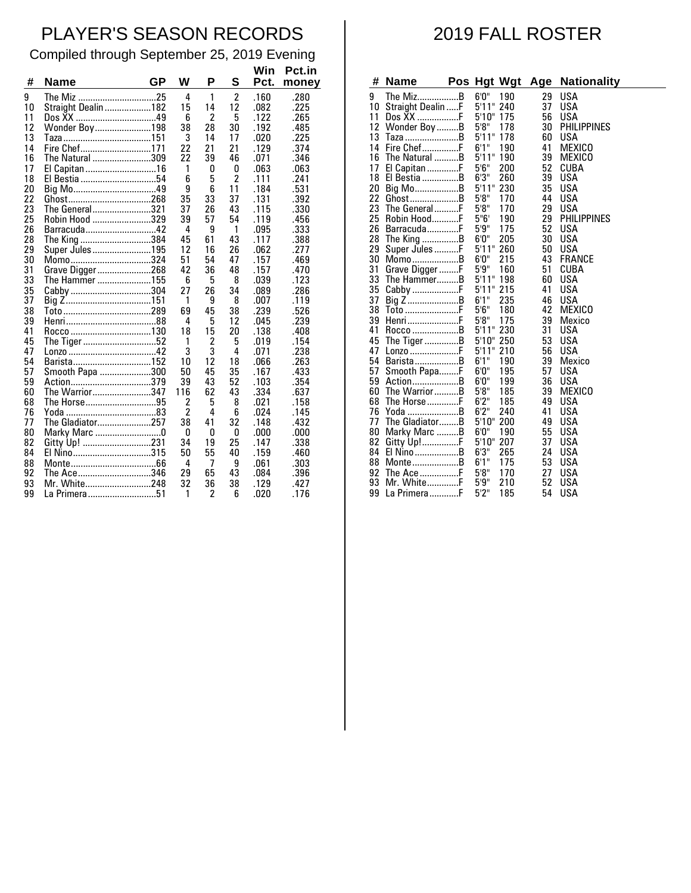# PLAYER'S SEASON RECORDS

Compiled through September 25, 2019 Evening

| # | Name | GP | W | P | S | Win Pct. | Pct.in money |
|---|---|---|---|---|---|---|---|
| 9 | The Miz | 25 | 4 | 1 | 2 | .160 | .280 |
| 10 | Straight Dealin | 182 | 15 | 14 | 12 | .082 | .225 |
| 11 | Dos XX | 49 | 6 | 2 | 5 | .122 | .265 |
| 12 | Wonder Boy | 198 | 38 | 28 | 30 | .192 | .485 |
| 13 | Taza | 151 | 3 | 14 | 17 | .020 | .225 |
| 14 | Fire Chef | 171 | 22 | 21 | 21 | .129 | .374 |
| 16 | The Natural | 309 | 22 | 39 | 46 | .071 | .346 |
| 17 | El Capitan | 16 | 1 | 0 | 0 | .063 | .063 |
| 18 | El Bestia | 54 | 6 | 5 | 2 | .111 | .241 |
| 20 | Big Mo | 49 | 9 | 6 | 11 | .184 | .531 |
| 22 | Ghost | 268 | 35 | 33 | 37 | .131 | .392 |
| 23 | The General | 321 | 37 | 26 | 43 | .115 | .330 |
| 25 | Robin Hood | 329 | 39 | 57 | 54 | .119 | .456 |
| 26 | Barracuda | 42 | 4 | 9 | 1 | .095 | .333 |
| 28 | The King | 384 | 45 | 61 | 43 | .117 | .388 |
| 29 | Super Jules | 195 | 12 | 16 | 26 | .062 | .277 |
| 30 | Momo | 324 | 51 | 54 | 47 | .157 | .469 |
| 31 | Grave Digger | 268 | 42 | 36 | 48 | .157 | .470 |
| 33 | The Hammer | 155 | 6 | 5 | 8 | .039 | .123 |
| 35 | Cabby | 304 | 27 | 26 | 34 | .089 | .286 |
| 37 | Big Z | 151 | 1 | 9 | 8 | .007 | .119 |
| 38 | Toto | 289 | 69 | 45 | 38 | .239 | .526 |
| 39 | Henri | 88 | 4 | 5 | 12 | .045 | .239 |
| 41 | Rocco | 130 | 18 | 15 | 20 | .138 | .408 |
| 45 | The Tiger | 52 | 1 | 2 | 5 | .019 | .154 |
| 47 | Lonzo | 42 | 3 | 3 | 4 | .071 | .238 |
| 54 | Barista | 152 | 10 | 12 | 18 | .066 | .263 |
| 57 | Smooth Papa | 300 | 50 | 45 | 35 | .167 | .433 |
| 59 | Action | 379 | 39 | 43 | 52 | .103 | .354 |
| 60 | The Warrior | 347 | 116 | 62 | 43 | .334 | .637 |
| 68 | The Horse | 95 | 2 | 5 | 8 | .021 | .158 |
| 76 | Yoda | 83 | 2 | 4 | 6 | .024 | .145 |
| 77 | The Gladiator | 257 | 38 | 41 | 32 | .148 | .432 |
| 80 | Marky Marc | 0 | 0 | 0 | 0 | .000 | .000 |
| 82 | Gitty Up! | 231 | 34 | 19 | 25 | .147 | .338 |
| 84 | El Nino | 315 | 50 | 55 | 40 | .159 | .460 |
| 88 | Monte | 66 | 4 | 7 | 9 | .061 | .303 |
| 92 | The Ace | 346 | 29 | 65 | 43 | .084 | .396 |
| 93 | Mr. White | 248 | 32 | 36 | 38 | .129 | .427 |
| 99 | La Primera | 51 | 1 | 2 | 6 | .020 | .176 |

# 2019 FALL ROSTER

| # | Name | Pos | Hgt | Wgt | Age | Nationality |
|---|---|---|---|---|---|---|
| 9 | The Miz | B | 6'0" | 190 | 29 | USA |
| 10 | Straight Dealin | F | 5'11" | 240 | 37 | USA |
| 11 | Dos XX | F | 5'10" | 175 | 56 | USA |
| 12 | Wonder Boy | B | 5'8" | 178 | 30 | PHILIPPINES |
| 13 | Taza | B | 5'11" | 178 | 60 | USA |
| 14 | Fire Chef | F | 6'1" | 190 | 41 | MEXICO |
| 16 | The Natural | B | 5'11" | 190 | 39 | MEXICO |
| 17 | El Capitan | F | 5'6" | 200 | 52 | CUBA |
| 18 | El Bestia | B | 6'3" | 260 | 39 | USA |
| 20 | Big Mo | B | 5'11" | 230 | 35 | USA |
| 22 | Ghost | B | 5'8" | 170 | 44 | USA |
| 23 | The General | F | 5'8" | 170 | 29 | USA |
| 25 | Robin Hood | F | 5"6' | 190 | 29 | PHILIPPINES |
| 26 | Barracuda | F | 5'9" | 175 | 52 | USA |
| 28 | The King | B | 6'0" | 205 | 30 | USA |
| 29 | Super Jules | F | 5'11" | 260 | 50 | USA |
| 30 | Momo | B | 6'0" | 215 | 43 | FRANCE |
| 31 | Grave Digger | F | 5'9" | 160 | 51 | CUBA |
| 33 | The Hammer | B | 5'11" | 198 | 60 | USA |
| 35 | Cabby | F | 5'11" | 215 | 41 | USA |
| 37 | Big Z | B | 6'1" | 235 | 46 | USA |
| 38 | Toto | F | 5'6" | 180 | 42 | MEXICO |
| 39 | Henri | F | 5'8" | 175 | 39 | Mexico |
| 41 | Rocco | B | 5'11" | 230 | 31 | USA |
| 45 | The Tiger | B | 5'10" | 250 | 53 | USA |
| 47 | Lonzo | F | 5'11" | 210 | 56 | USA |
| 54 | Barista | B | 6'1" | 190 | 39 | Mexico |
| 57 | Smooth Papa | F | 6'0" | 195 | 57 | USA |
| 59 | Action | B | 6'0" | 199 | 36 | USA |
| 60 | The Warrior | B | 5'8" | 185 | 39 | MEXICO |
| 68 | The Horse | F | 6'2" | 185 | 49 | USA |
| 76 | Yoda | B | 6'2" | 240 | 41 | USA |
| 77 | The Gladiator | B | 5'10" | 200 | 49 | USA |
| 80 | Marky Marc | B | 6'0" | 190 | 55 | USA |
| 82 | Gitty Up! | F | 5'10" | 207 | 37 | USA |
| 84 | El Nino | B | 6'3" | 265 | 24 | USA |
| 88 | Monte | B | 6'1" | 175 | 53 | USA |
| 92 | The Ace | F | 5'8" | 170 | 27 | USA |
| 93 | Mr. White | F | 5'9" | 210 | 52 | USA |
| 99 | La Primera | F | 5'2" | 185 | 54 | USA |